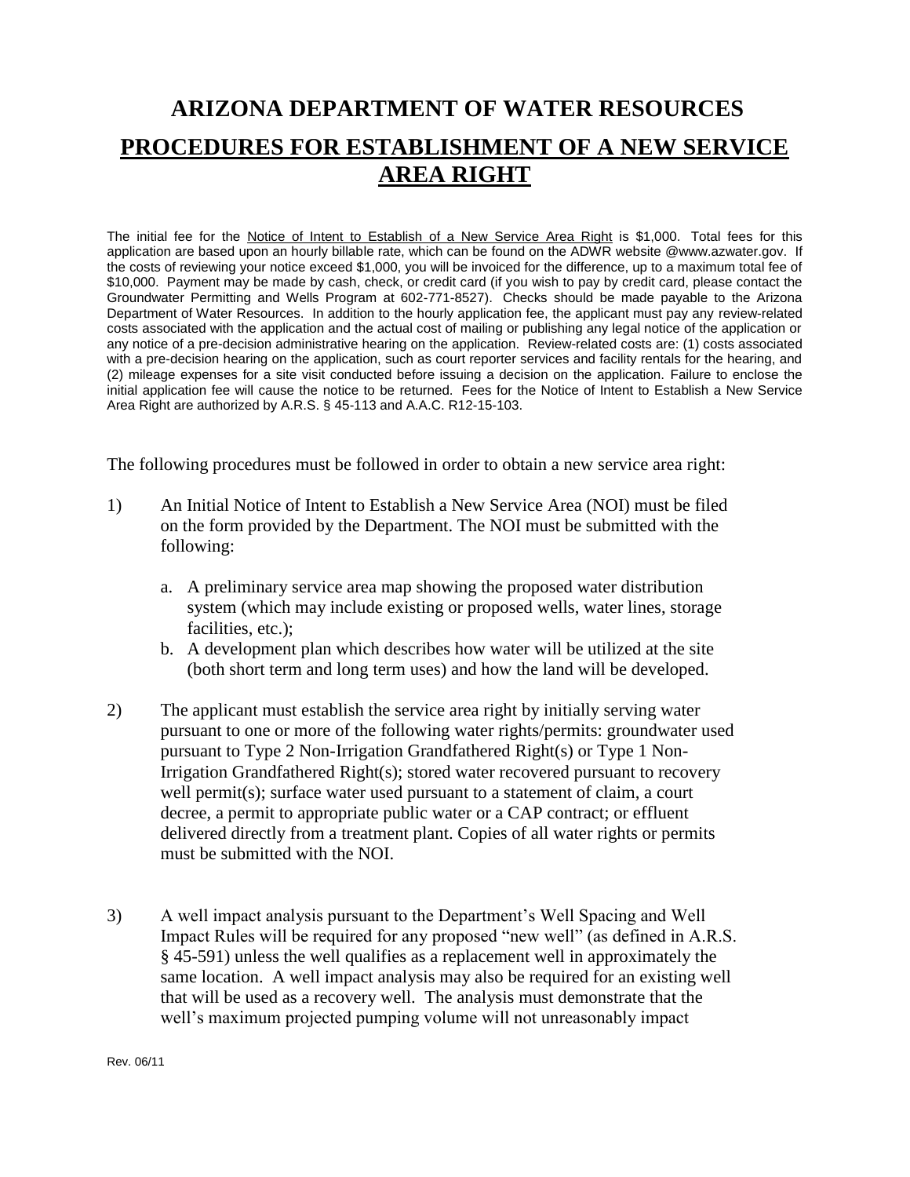# ARIZONA DEPARTMENT OF WATER RESOURCES

## PROCEDURES FOR ESTABLISHMENT OF A NEW SERVICE AREA RIGHT

The initial fee for the Notice of Intent to Establish of a New Service Area Right is $1,000. Total fees for this application are based upon an hourly billable rate, which can be found on the ADWR website @www.azwater.gov. If the costs of reviewing your notice exceed $1,000, you will be invoiced for the difference, up to a maximum total fee of $10,000. Payment may be made by cash, check, or credit card (if you wish to pay by credit card, please contact the Groundwater Permitting and Wells Program at 602-771-8527). Checks should be made payable to the Arizona Department of Water Resources. In addition to the hourly application fee, the applicant must pay any review-related costs associated with the application and the actual cost of mailing or publishing any legal notice of the application or any notice of a pre-decision administrative hearing on the application. Review-related costs are: (1) costs associated with a pre-decision hearing on the application, such as court reporter services and facility rentals for the hearing, and (2) mileage expenses for a site visit conducted before issuing a decision on the application. Failure to enclose the initial application fee will cause the notice to be returned. Fees for the Notice of Intent to Establish a New Service Area Right are authorized by A.R.S. § 45-113 and A.A.C. R12-15-103.

The following procedures must be followed in order to obtain a new service area right:

1) An Initial Notice of Intent to Establish a New Service Area (NOI) must be filed on the form provided by the Department. The NOI must be submitted with the following:

   a. A preliminary service area map showing the proposed water distribution system (which may include existing or proposed wells, water lines, storage facilities, etc.);
   b. A development plan which describes how water will be utilized at the site (both short term and long term uses) and how the land will be developed.

2) The applicant must establish the service area right by initially serving water pursuant to one or more of the following water rights/permits: groundwater used pursuant to Type 2 Non-Irrigation Grandfathered Right(s) or Type 1 Non-Irrigation Grandfathered Right(s); stored water recovered pursuant to recovery well permit(s); surface water used pursuant to a statement of claim, a court decree, a permit to appropriate public water or a CAP contract; or effluent delivered directly from a treatment plant. Copies of all water rights or permits must be submitted with the NOI.

3) A well impact analysis pursuant to the Department's Well Spacing and Well Impact Rules will be required for any proposed "new well" (as defined in A.R.S. § 45-591) unless the well qualifies as a replacement well in approximately the same location. A well impact analysis may also be required for an existing well that will be used as a recovery well. The analysis must demonstrate that the well's maximum projected pumping volume will not unreasonably impact

Rev. 06/11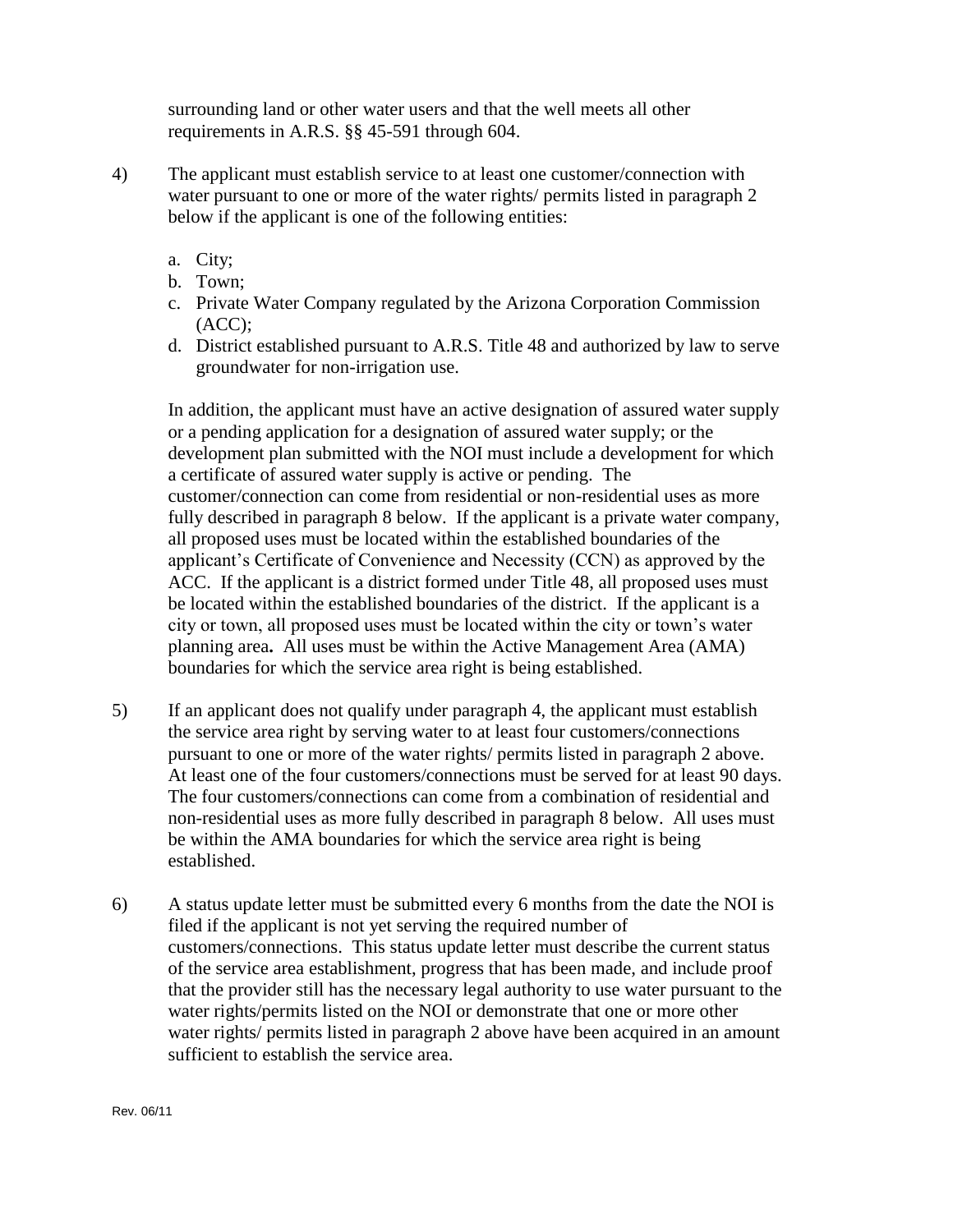surrounding land or other water users and that the well meets all other requirements in A.R.S. §§ 45-591 through 604.

4) The applicant must establish service to at least one customer/connection with water pursuant to one or more of the water rights/ permits listed in paragraph 2 below if the applicant is one of the following entities:

   a. City;
   b. Town;
   c. Private Water Company regulated by the Arizona Corporation Commission (ACC);
   d. District established pursuant to A.R.S. Title 48 and authorized by law to serve groundwater for non-irrigation use.

   In addition, the applicant must have an active designation of assured water supply or a pending application for a designation of assured water supply; or the development plan submitted with the NOI must include a development for which a certificate of assured water supply is active or pending. The customer/connection can come from residential or non-residential uses as more fully described in paragraph 8 below. If the applicant is a private water company, all proposed uses must be located within the established boundaries of the applicant's Certificate of Convenience and Necessity (CCN) as approved by the ACC. If the applicant is a district formed under Title 48, all proposed uses must be located within the established boundaries of the district. If the applicant is a city or town, all proposed uses must be located within the city or town's water planning area**.** All uses must be within the Active Management Area (AMA) boundaries for which the service area right is being established.

5) If an applicant does not qualify under paragraph 4, the applicant must establish the service area right by serving water to at least four customers/connections pursuant to one or more of the water rights/ permits listed in paragraph 2 above. At least one of the four customers/connections must be served for at least 90 days. The four customers/connections can come from a combination of residential and non-residential uses as more fully described in paragraph 8 below. All uses must be within the AMA boundaries for which the service area right is being established.

6) A status update letter must be submitted every 6 months from the date the NOI is filed if the applicant is not yet serving the required number of customers/connections. This status update letter must describe the current status of the service area establishment, progress that has been made, and include proof that the provider still has the necessary legal authority to use water pursuant to the water rights/permits listed on the NOI or demonstrate that one or more other water rights/ permits listed in paragraph 2 above have been acquired in an amount sufficient to establish the service area.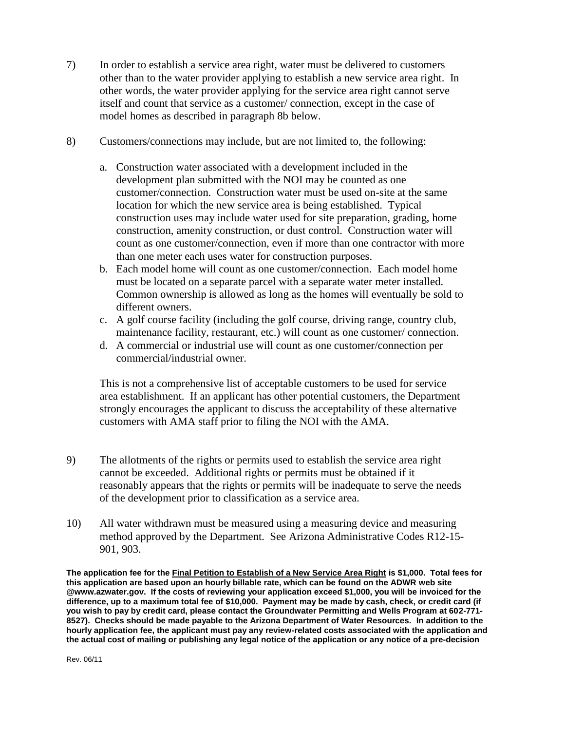7) In order to establish a service area right, water must be delivered to customers other than to the water provider applying to establish a new service area right. In other words, the water provider applying for the service area right cannot serve itself and count that service as a customer/ connection, except in the case of model homes as described in paragraph 8b below.

8) Customers/connections may include, but are not limited to, the following:

   a. Construction water associated with a development included in the development plan submitted with the NOI may be counted as one customer/connection. Construction water must be used on-site at the same location for which the new service area is being established. Typical construction uses may include water used for site preparation, grading, home construction, amenity construction, or dust control. Construction water will count as one customer/connection, even if more than one contractor with more than one meter each uses water for construction purposes.
   b. Each model home will count as one customer/connection. Each model home must be located on a separate parcel with a separate water meter installed. Common ownership is allowed as long as the homes will eventually be sold to different owners.
   c. A golf course facility (including the golf course, driving range, country club, maintenance facility, restaurant, etc.) will count as one customer/ connection.
   d. A commercial or industrial use will count as one customer/connection per commercial/industrial owner.

   This is not a comprehensive list of acceptable customers to be used for service area establishment. If an applicant has other potential customers, the Department strongly encourages the applicant to discuss the acceptability of these alternative customers with AMA staff prior to filing the NOI with the AMA.

9) The allotments of the rights or permits used to establish the service area right cannot be exceeded. Additional rights or permits must be obtained if it reasonably appears that the rights or permits will be inadequate to serve the needs of the development prior to classification as a service area.

10) All water withdrawn must be measured using a measuring device and measuring method approved by the Department. See Arizona Administrative Codes R12-15-901, 903.

**The application fee for the Final Petition to Establish of a New Service Area Right is $1,000. Total fees for this application are based upon an hourly billable rate, which can be found on the ADWR web site @www.azwater.gov. If the costs of reviewing your application exceed $1,000, you will be invoiced for the difference, up to a maximum total fee of $10,000. Payment may be made by cash, check, or credit card (if you wish to pay by credit card, please contact the Groundwater Permitting and Wells Program at 602-771-8527). Checks should be made payable to the Arizona Department of Water Resources. In addition to the hourly application fee, the applicant must pay any review-related costs associated with the application and the actual cost of mailing or publishing any legal notice of the application or any notice of a pre-decision**

Rev. 06/11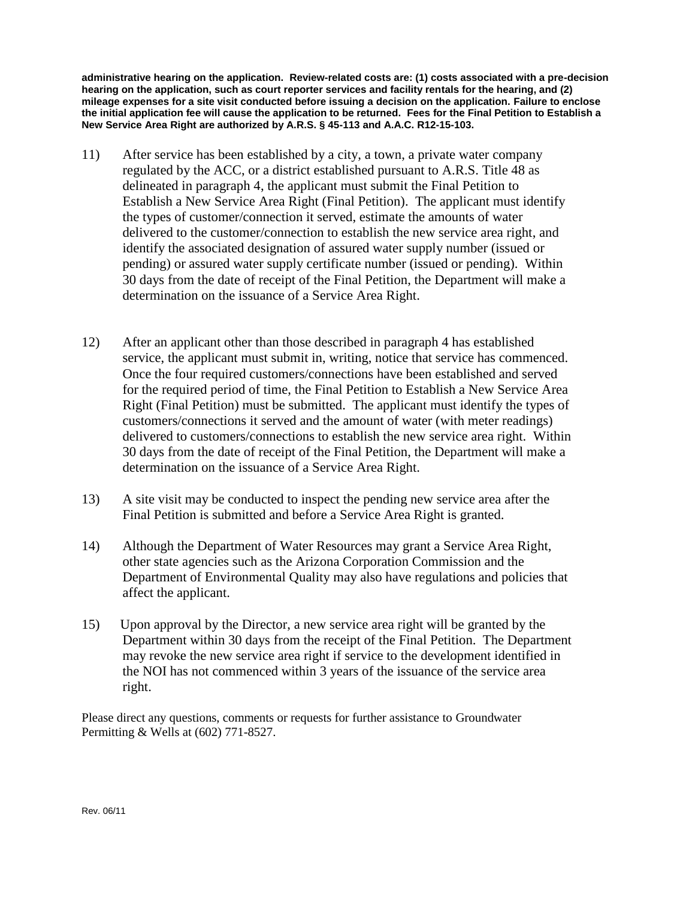**administrative hearing on the application. Review-related costs are: (1) costs associated with a pre-decision hearing on the application, such as court reporter services and facility rentals for the hearing, and (2) mileage expenses for a site visit conducted before issuing a decision on the application. Failure to enclose the initial application fee will cause the application to be returned. Fees for the Final Petition to Establish a New Service Area Right are authorized by A.R.S. § 45-113 and A.A.C. R12-15-103.**

11) After service has been established by a city, a town, a private water company regulated by the ACC, or a district established pursuant to A.R.S. Title 48 as delineated in paragraph 4, the applicant must submit the Final Petition to Establish a New Service Area Right (Final Petition). The applicant must identify the types of customer/connection it served, estimate the amounts of water delivered to the customer/connection to establish the new service area right, and identify the associated designation of assured water supply number (issued or pending) or assured water supply certificate number (issued or pending). Within 30 days from the date of receipt of the Final Petition, the Department will make a determination on the issuance of a Service Area Right.

12) After an applicant other than those described in paragraph 4 has established service, the applicant must submit in, writing, notice that service has commenced. Once the four required customers/connections have been established and served for the required period of time, the Final Petition to Establish a New Service Area Right (Final Petition) must be submitted. The applicant must identify the types of customers/connections it served and the amount of water (with meter readings) delivered to customers/connections to establish the new service area right. Within 30 days from the date of receipt of the Final Petition, the Department will make a determination on the issuance of a Service Area Right.

13) A site visit may be conducted to inspect the pending new service area after the Final Petition is submitted and before a Service Area Right is granted.

14) Although the Department of Water Resources may grant a Service Area Right, other state agencies such as the Arizona Corporation Commission and the Department of Environmental Quality may also have regulations and policies that affect the applicant.

15) Upon approval by the Director, a new service area right will be granted by the Department within 30 days from the receipt of the Final Petition. The Department may revoke the new service area right if service to the development identified in the NOI has not commenced within 3 years of the issuance of the service area right.

Please direct any questions, comments or requests for further assistance to Groundwater Permitting & Wells at (602) 771-8527.

Rev. 06/11